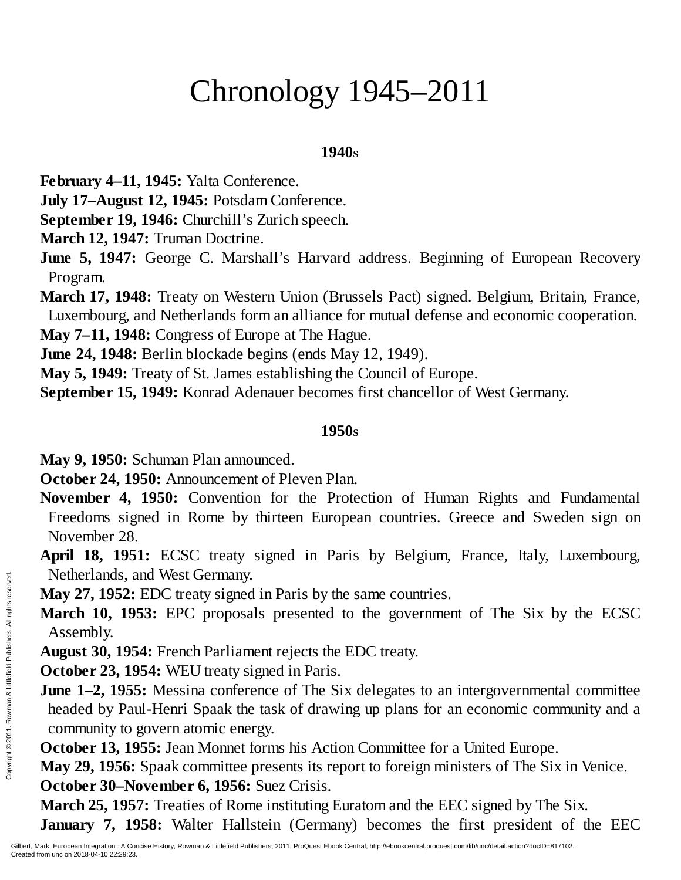# Chronology 1945–2011

## 1940s

**February 4–11, 1945:** Yalta Conference.

**July 17–August 12, 1945:** Potsdam Conference.

**September 19, 1946:** Churchill's Zurich speech.

**March 12, 1947:** Truman Doctrine.

**June 5, 1947:** George C. Marshall's Harvard address. Beginning of European Recovery Program.

**March 17, 1948:** Treaty on Western Union (Brussels Pact) signed. Belgium, Britain, France, Luxembourg, and Netherlands form an alliance for mutual defense and economic cooperation.

**May 7–11, 1948:** Congress of Europe at The Hague.

**June 24, 1948:** Berlin blockade begins (ends May 12, 1949).

**May 5, 1949:** Treaty of St. James establishing the Council of Europe.

**September 15, 1949:** Konrad Adenauer becomes first chancellor of West Germany.

## 1950s

**May 9, 1950:** Schuman Plan announced.

**October 24, 1950:** Announcement of Pleven Plan.

**November 4, 1950:** Convention for the Protection of Human Rights and Fundamental Freedoms signed in Rome by thirteen European countries. Greece and Sweden sign on November 28.

**April 18, 1951:** ECSC treaty signed in Paris by Belgium, France, Italy, Luxembourg, Netherlands, and West Germany.

**May 27, 1952:** EDC treaty signed in Paris by the same countries.

**March 10, 1953:** EPC proposals presented to the government of The Six by the ECSC Assembly.

**August 30, 1954:** French Parliament rejects the EDC treaty.

**October 23, 1954:** WEU treaty signed in Paris.

**June 1–2, 1955:** Messina conference of The Six delegates to an intergovernmental committee headed by Paul-Henri Spaak the task of drawing up plans for an economic community and a community to govern atomic energy.

**October 13, 1955:** Jean Monnet forms his Action Committee for a United Europe.

**May 29, 1956:** Spaak committee presents its report to foreign ministers of The Six in Venice.

**October 30–November 6, 1956:** Suez Crisis.

**March 25, 1957:** Treaties of Rome instituting Euratom and the EEC signed by The Six.

**January 7, 1958:** Walter Hallstein (Germany) becomes the first president of the EEC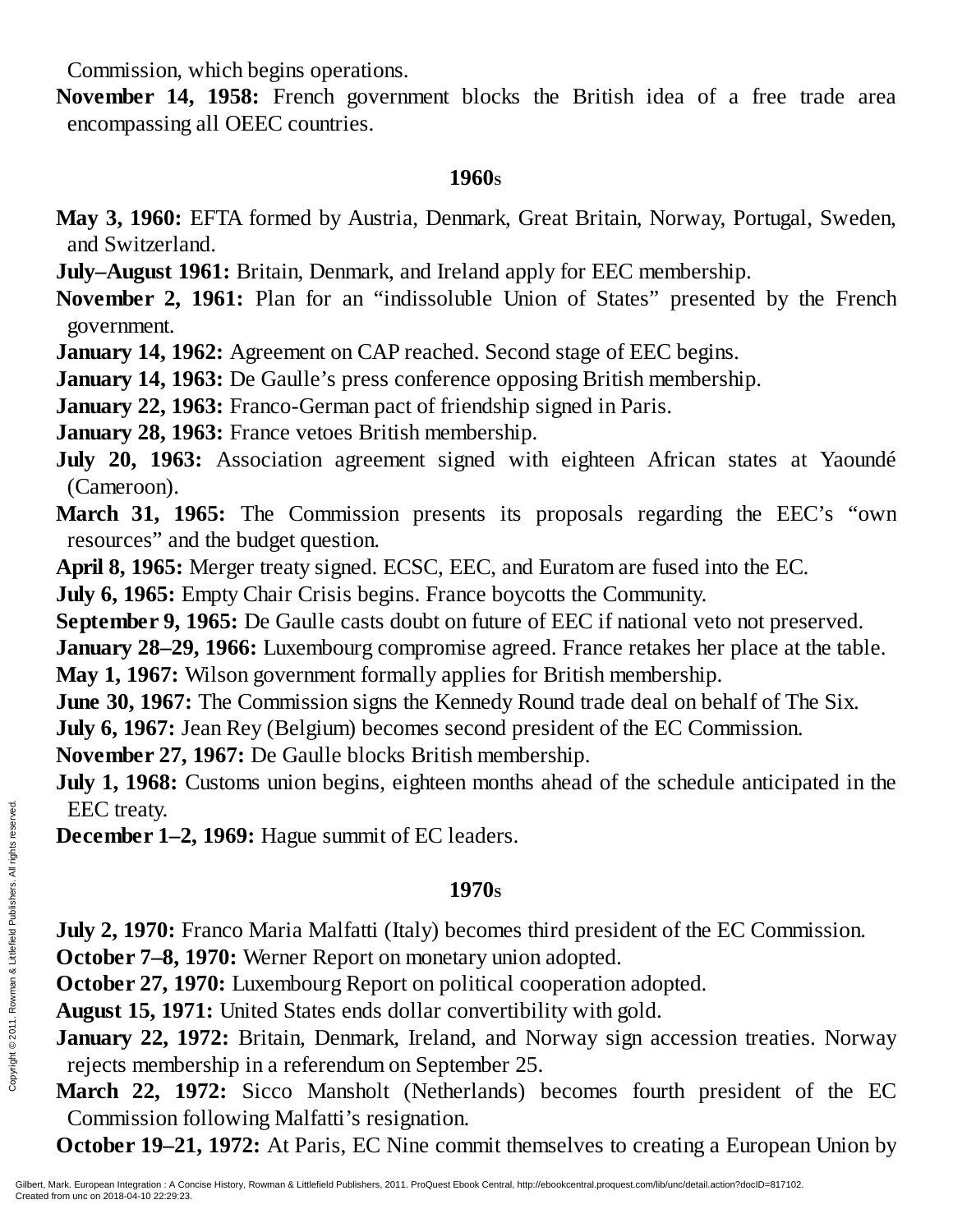Commission, which begins operations.

**November 14, 1958:** French government blocks the British idea of a free trade area encompassing all OEEC countries.

## 1960s

**May 3, 1960:** EFTA formed by Austria, Denmark, Great Britain, Norway, Portugal, Sweden, and Switzerland.

**July–August 1961:** Britain, Denmark, and Ireland apply for EEC membership.

**November 2, 1961:** Plan for an "indissoluble Union of States" presented by the French government.

**January 14, 1962:** Agreement on CAP reached. Second stage of EEC begins.

**January 14, 1963:** De Gaulle's press conference opposing British membership.

**January 22, 1963:** Franco-German pact of friendship signed in Paris.

**January 28, 1963:** France vetoes British membership.

**July 20, 1963:** Association agreement signed with eighteen African states at Yaoundé (Cameroon).

**March 31, 1965:** The Commission presents its proposals regarding the EEC's "own resources" and the budget question.

**April 8, 1965:** Merger treaty signed. ECSC, EEC, and Euratom are fused into the EC.

**July 6, 1965:** Empty Chair Crisis begins. France boycotts the Community.

**September 9, 1965:** De Gaulle casts doubt on future of EEC if national veto not preserved.

**January 28–29, 1966:** Luxembourg compromise agreed. France retakes her place at the table.

**May 1, 1967:** Wilson government formally applies for British membership.

**June 30, 1967:** The Commission signs the Kennedy Round trade deal on behalf of The Six.

**July 6, 1967:** Jean Rey (Belgium) becomes second president of the EC Commission.

**November 27, 1967:** De Gaulle blocks British membership.

**July 1, 1968:** Customs union begins, eighteen months ahead of the schedule anticipated in the EEC treaty.

**December 1–2, 1969:** Hague summit of EC leaders.

## 1970s

**July 2, 1970:** Franco Maria Malfatti (Italy) becomes third president of the EC Commission.

**October 7–8, 1970:** Werner Report on monetary union adopted.

**October 27, 1970:** Luxembourg Report on political cooperation adopted.

**August 15, 1971:** United States ends dollar convertibility with gold.

**January 22, 1972:** Britain, Denmark, Ireland, and Norway sign accession treaties. Norway rejects membership in a referendum on September 25.

**March 22, 1972:** Sicco Mansholt (Netherlands) becomes fourth president of the EC Commission following Malfatti's resignation.

**October 19–21, 1972:** At Paris, EC Nine commit themselves to creating a European Union by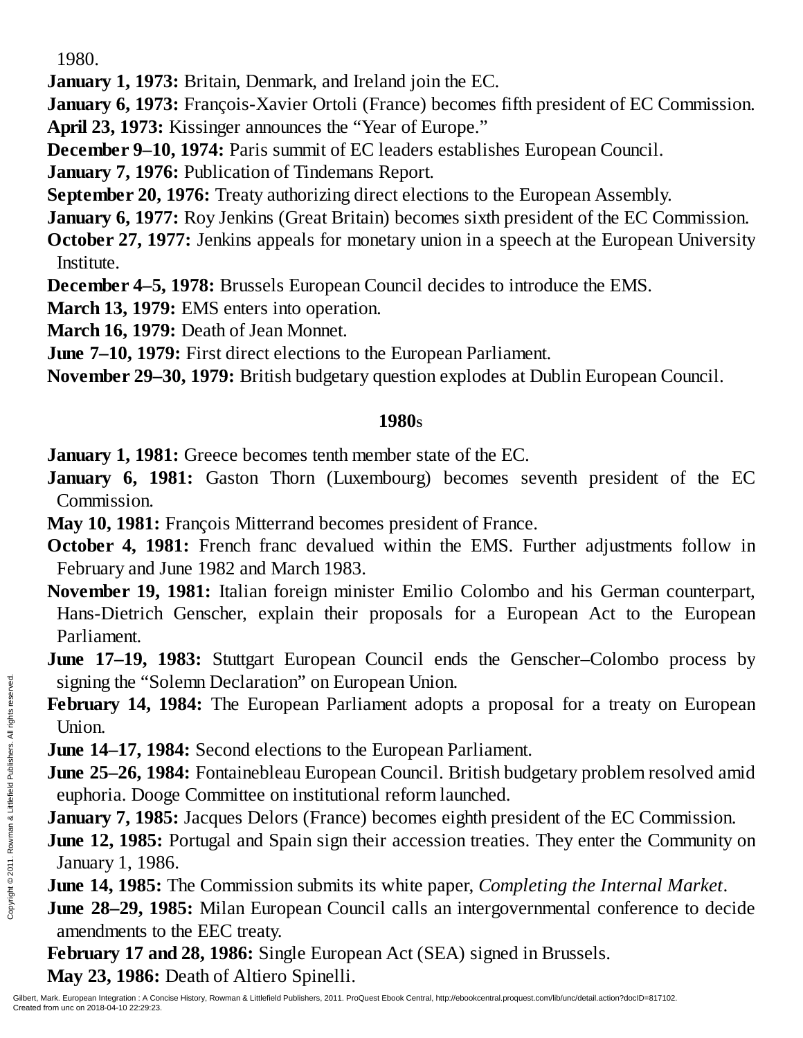1980.

**January 1, 1973:** Britain, Denmark, and Ireland join the EC.

**January 6, 1973:** François-Xavier Ortoli (France) becomes fifth president of EC Commission.

**April 23, 1973:** Kissinger announces the "Year of Europe."

**December 9–10, 1974:** Paris summit of EC leaders establishes European Council.

**January 7, 1976:** Publication of Tindemans Report.

**September 20, 1976:** Treaty authorizing direct elections to the European Assembly.

**January 6, 1977:** Roy Jenkins (Great Britain) becomes sixth president of the EC Commission.

**October 27, 1977:** Jenkins appeals for monetary union in a speech at the European University Institute.

**December 4–5, 1978:** Brussels European Council decides to introduce the EMS.

**March 13, 1979:** EMS enters into operation.

**March 16, 1979:** Death of Jean Monnet.

**June 7–10, 1979:** First direct elections to the European Parliament.

**November 29–30, 1979:** British budgetary question explodes at Dublin European Council.

## 1980s

**January 1, 1981:** Greece becomes tenth member state of the EC.

**January 6, 1981:** Gaston Thorn (Luxembourg) becomes seventh president of the EC Commission.

**May 10, 1981:** François Mitterrand becomes president of France.

**October 4, 1981:** French franc devalued within the EMS. Further adjustments follow in February and June 1982 and March 1983.

**November 19, 1981:** Italian foreign minister Emilio Colombo and his German counterpart, Hans-Dietrich Genscher, explain their proposals for a European Act to the European Parliament.

**June 17–19, 1983:** Stuttgart European Council ends the Genscher–Colombo process by signing the "Solemn Declaration" on European Union.

**February 14, 1984:** The European Parliament adopts a proposal for a treaty on European Union.

**June 14–17, 1984:** Second elections to the European Parliament.

**June 25–26, 1984:** Fontainebleau European Council. British budgetary problem resolved amid euphoria. Dooge Committee on institutional reform launched.

**January 7, 1985:** Jacques Delors (France) becomes eighth president of the EC Commission.

**June 12, 1985:** Portugal and Spain sign their accession treaties. They enter the Community on January 1, 1986.

**June 14, 1985:** The Commission submits its white paper, *Completing the Internal Market*.

**June 28–29, 1985:** Milan European Council calls an intergovernmental conference to decide amendments to the EEC treaty.

**February 17 and 28, 1986:** Single European Act (SEA) signed in Brussels.

**May 23, 1986:** Death of Altiero Spinelli.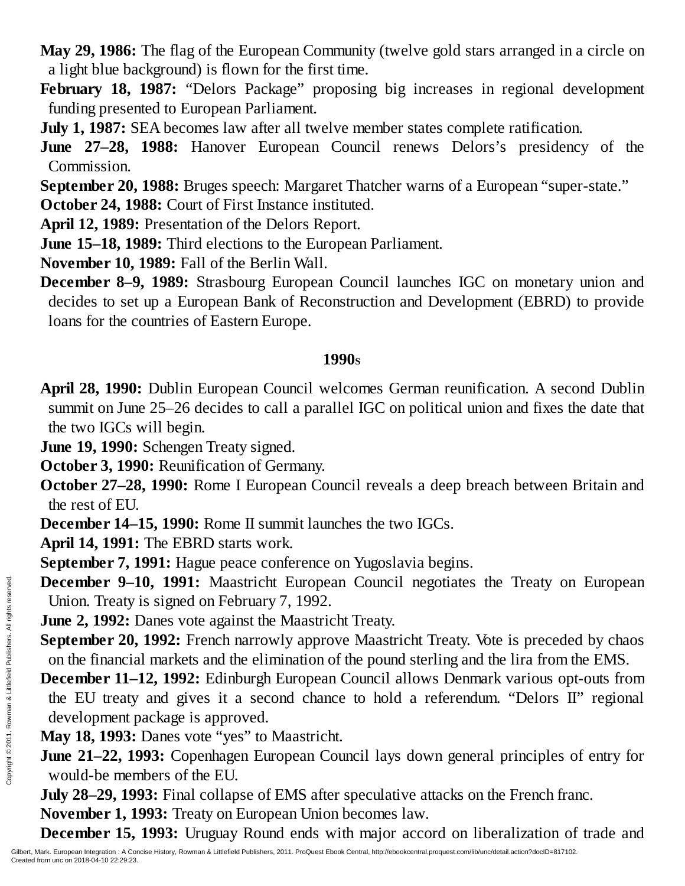**May 29, 1986:** The flag of the European Community (twelve gold stars arranged in a circle on a light blue background) is flown for the first time.

**February 18, 1987:** "Delors Package" proposing big increases in regional development funding presented to European Parliament.

**July 1, 1987:** SEA becomes law after all twelve member states complete ratification.

**June 27–28, 1988:** Hanover European Council renews Delors's presidency of the Commission.

**September 20, 1988:** Bruges speech: Margaret Thatcher warns of a European "super-state."

**October 24, 1988:** Court of First Instance instituted.

**April 12, 1989:** Presentation of the Delors Report.

**June 15–18, 1989:** Third elections to the European Parliament.

**November 10, 1989:** Fall of the Berlin Wall.

**December 8–9, 1989:** Strasbourg European Council launches IGC on monetary union and decides to set up a European Bank of Reconstruction and Development (EBRD) to provide loans for the countries of Eastern Europe.

## 1990s

**April 28, 1990:** Dublin European Council welcomes German reunification. A second Dublin summit on June 25–26 decides to call a parallel IGC on political union and fixes the date that the two IGCs will begin.

**June 19, 1990:** Schengen Treaty signed.

**October 3, 1990:** Reunification of Germany.

**October 27–28, 1990:** Rome I European Council reveals a deep breach between Britain and the rest of EU.

**December 14–15, 1990:** Rome II summit launches the two IGCs.

**April 14, 1991:** The EBRD starts work.

**September 7, 1991:** Hague peace conference on Yugoslavia begins.

**December 9–10, 1991:** Maastricht European Council negotiates the Treaty on European Union. Treaty is signed on February 7, 1992.

**June 2, 1992:** Danes vote against the Maastricht Treaty.

**September 20, 1992:** French narrowly approve Maastricht Treaty. Vote is preceded by chaos on the financial markets and the elimination of the pound sterling and the lira from the EMS.

**December 11–12, 1992:** Edinburgh European Council allows Denmark various opt-outs from the EU treaty and gives it a second chance to hold a referendum. "Delors II" regional development package is approved.

**May 18, 1993:** Danes vote "yes" to Maastricht.

**June 21–22, 1993:** Copenhagen European Council lays down general principles of entry for would-be members of the EU.

**July 28–29, 1993:** Final collapse of EMS after speculative attacks on the French franc.

**November 1, 1993:** Treaty on European Union becomes law.

**December 15, 1993:** Uruguay Round ends with major accord on liberalization of trade and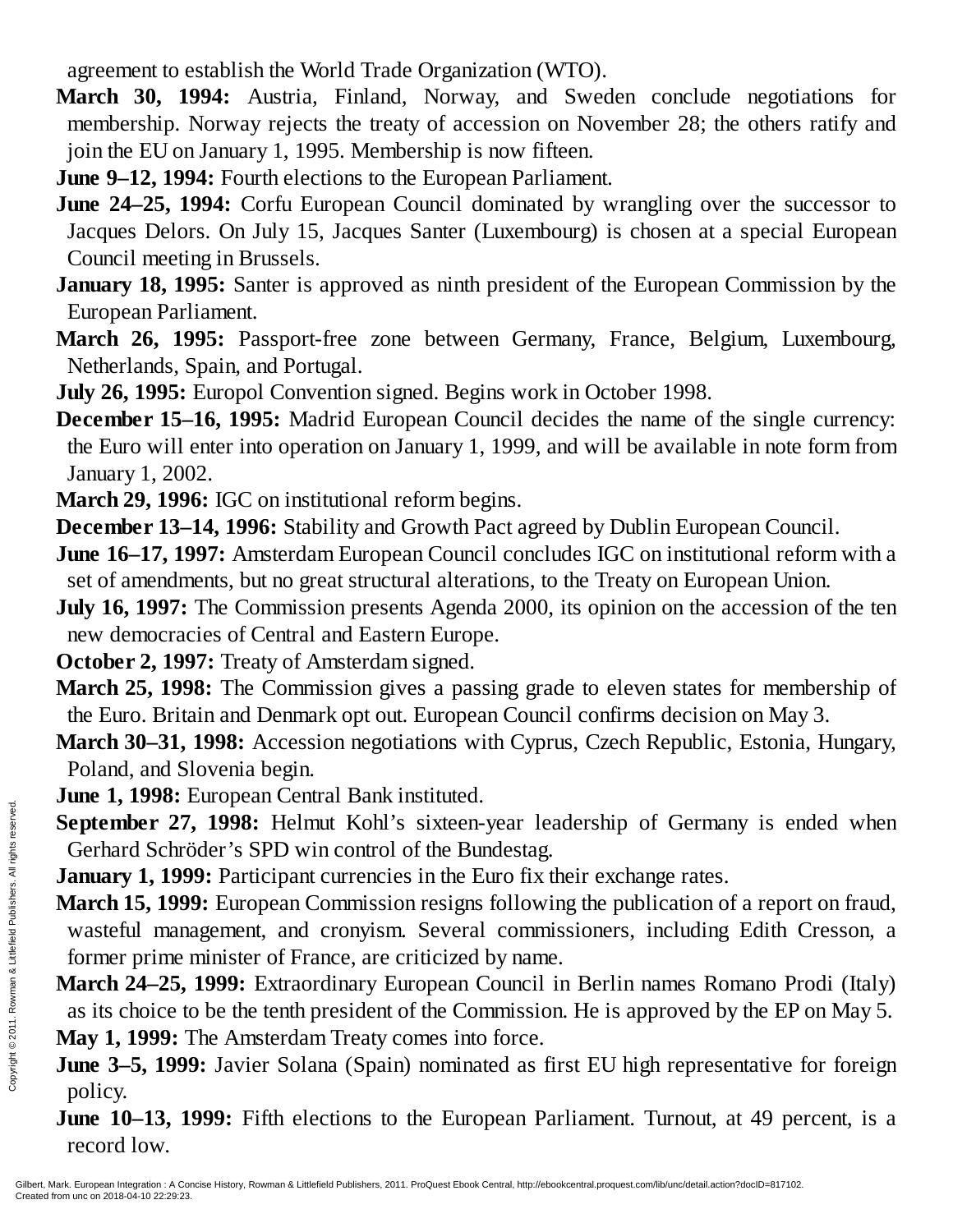agreement to establish the World Trade Organization (WTO).

**March 30, 1994:** Austria, Finland, Norway, and Sweden conclude negotiations for membership. Norway rejects the treaty of accession on November 28; the others ratify and join the EU on January 1, 1995. Membership is now fifteen.

**June 9–12, 1994:** Fourth elections to the European Parliament.

**June 24–25, 1994:** Corfu European Council dominated by wrangling over the successor to Jacques Delors. On July 15, Jacques Santer (Luxembourg) is chosen at a special European Council meeting in Brussels.

**January 18, 1995:** Santer is approved as ninth president of the European Commission by the European Parliament.

**March 26, 1995:** Passport-free zone between Germany, France, Belgium, Luxembourg, Netherlands, Spain, and Portugal.

**July 26, 1995:** Europol Convention signed. Begins work in October 1998.

**December 15–16, 1995:** Madrid European Council decides the name of the single currency: the Euro will enter into operation on January 1, 1999, and will be available in note form from January 1, 2002.

**March 29, 1996:** IGC on institutional reform begins.

**December 13–14, 1996:** Stability and Growth Pact agreed by Dublin European Council.

**June 16–17, 1997:** Amsterdam European Council concludes IGC on institutional reform with a set of amendments, but no great structural alterations, to the Treaty on European Union.

**July 16, 1997:** The Commission presents Agenda 2000, its opinion on the accession of the ten new democracies of Central and Eastern Europe.

**October 2, 1997:** Treaty of Amsterdam signed.

**March 25, 1998:** The Commission gives a passing grade to eleven states for membership of the Euro. Britain and Denmark opt out. European Council confirms decision on May 3.

**March 30–31, 1998:** Accession negotiations with Cyprus, Czech Republic, Estonia, Hungary, Poland, and Slovenia begin.

**June 1, 1998:** European Central Bank instituted.

**September 27, 1998:** Helmut Kohl's sixteen-year leadership of Germany is ended when Gerhard Schröder's SPD win control of the Bundestag.

**January 1, 1999:** Participant currencies in the Euro fix their exchange rates.

**March 15, 1999:** European Commission resigns following the publication of a report on fraud, wasteful management, and cronyism. Several commissioners, including Edith Cresson, a former prime minister of France, are criticized by name.

**March 24–25, 1999:** Extraordinary European Council in Berlin names Romano Prodi (Italy) as its choice to be the tenth president of the Commission. He is approved by the EP on May 5.

**May 1, 1999:** The Amsterdam Treaty comes into force.

**June 3–5, 1999:** Javier Solana (Spain) nominated as first EU high representative for foreign policy.

**June 10–13, 1999:** Fifth elections to the European Parliament. Turnout, at 49 percent, is a record low.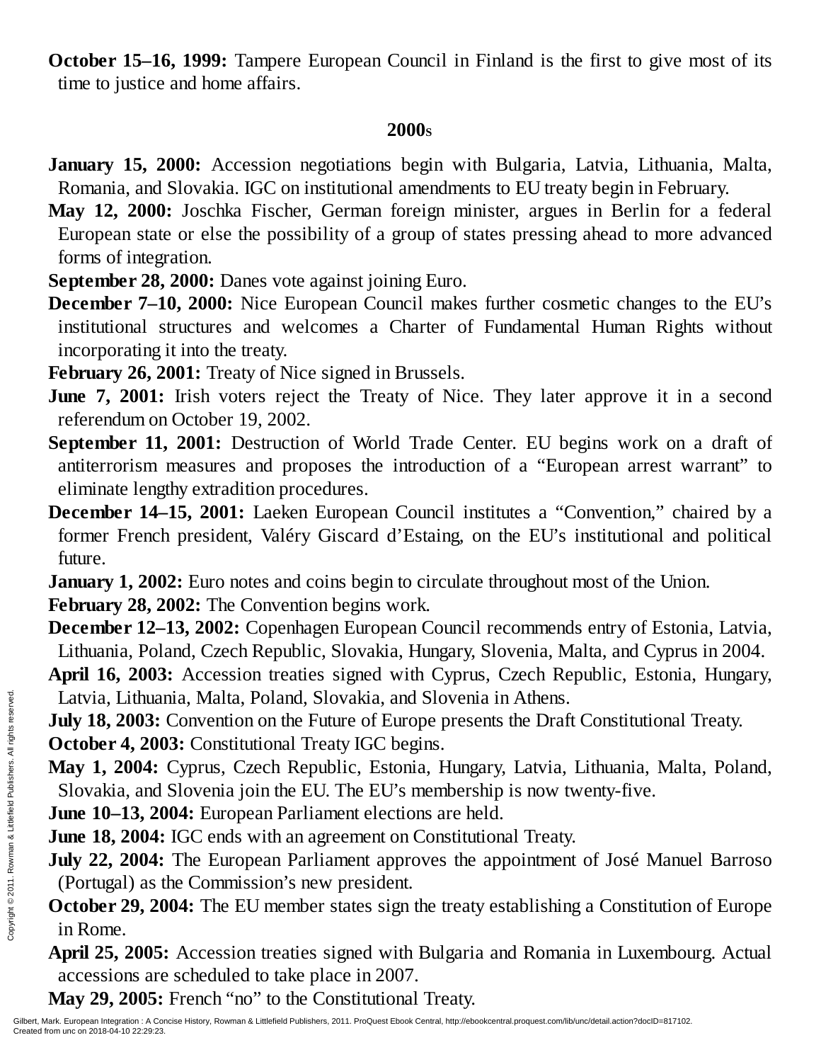**October 15–16, 1999:** Tampere European Council in Finland is the first to give most of its time to justice and home affairs.

## 2000s

**January 15, 2000:** Accession negotiations begin with Bulgaria, Latvia, Lithuania, Malta, Romania, and Slovakia. IGC on institutional amendments to EU treaty begin in February.

**May 12, 2000:** Joschka Fischer, German foreign minister, argues in Berlin for a federal European state or else the possibility of a group of states pressing ahead to more advanced forms of integration.

**September 28, 2000:** Danes vote against joining Euro.

**December 7–10, 2000:** Nice European Council makes further cosmetic changes to the EU's institutional structures and welcomes a Charter of Fundamental Human Rights without incorporating it into the treaty.

**February 26, 2001:** Treaty of Nice signed in Brussels.

**June 7, 2001:** Irish voters reject the Treaty of Nice. They later approve it in a second referendum on October 19, 2002.

**September 11, 2001:** Destruction of World Trade Center. EU begins work on a draft of antiterrorism measures and proposes the introduction of a "European arrest warrant" to eliminate lengthy extradition procedures.

**December 14–15, 2001:** Laeken European Council institutes a "Convention," chaired by a former French president, Valéry Giscard d'Estaing, on the EU's institutional and political future.

**January 1, 2002:** Euro notes and coins begin to circulate throughout most of the Union.

**February 28, 2002:** The Convention begins work.

**December 12–13, 2002:** Copenhagen European Council recommends entry of Estonia, Latvia, Lithuania, Poland, Czech Republic, Slovakia, Hungary, Slovenia, Malta, and Cyprus in 2004.

**April 16, 2003:** Accession treaties signed with Cyprus, Czech Republic, Estonia, Hungary, Latvia, Lithuania, Malta, Poland, Slovakia, and Slovenia in Athens.

**July 18, 2003:** Convention on the Future of Europe presents the Draft Constitutional Treaty.

**October 4, 2003:** Constitutional Treaty IGC begins.

**May 1, 2004:** Cyprus, Czech Republic, Estonia, Hungary, Latvia, Lithuania, Malta, Poland, Slovakia, and Slovenia join the EU. The EU's membership is now twenty-five.

**June 10–13, 2004:** European Parliament elections are held.

**June 18, 2004:** IGC ends with an agreement on Constitutional Treaty.

**July 22, 2004:** The European Parliament approves the appointment of José Manuel Barroso (Portugal) as the Commission's new president.

**October 29, 2004:** The EU member states sign the treaty establishing a Constitution of Europe in Rome.

**April 25, 2005:** Accession treaties signed with Bulgaria and Romania in Luxembourg. Actual accessions are scheduled to take place in 2007.

**May 29, 2005:** French "no" to the Constitutional Treaty.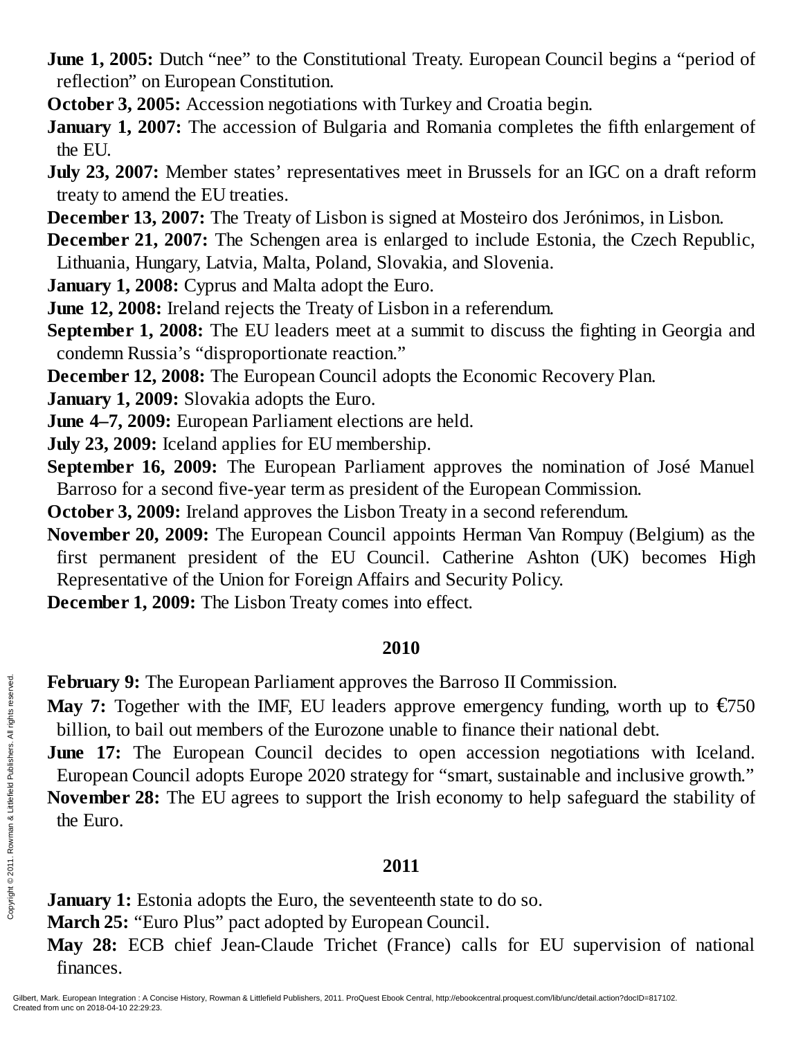**June 1, 2005:** Dutch “nee” to the Constitutional Treaty. European Council begins a “period of reflection” on European Constitution.

**October 3, 2005:** Accession negotiations with Turkey and Croatia begin.

**January 1, 2007:** The accession of Bulgaria and Romania completes the fifth enlargement of the EU.

**July 23, 2007:** Member states’ representatives meet in Brussels for an IGC on a draft reform treaty to amend the EU treaties.

**December 13, 2007:** The Treaty of Lisbon is signed at Mosteiro dos Jerónimos, in Lisbon.

**December 21, 2007:** The Schengen area is enlarged to include Estonia, the Czech Republic, Lithuania, Hungary, Latvia, Malta, Poland, Slovakia, and Slovenia.

**January 1, 2008:** Cyprus and Malta adopt the Euro.

**June 12, 2008:** Ireland rejects the Treaty of Lisbon in a referendum.

**September 1, 2008:** The EU leaders meet at a summit to discuss the fighting in Georgia and condemn Russia’s “disproportionate reaction.”

**December 12, 2008:** The European Council adopts the Economic Recovery Plan.

**January 1, 2009:** Slovakia adopts the Euro.

**June 4–7, 2009:** European Parliament elections are held.

**July 23, 2009:** Iceland applies for EU membership.

**September 16, 2009:** The European Parliament approves the nomination of José Manuel Barroso for a second five-year term as president of the European Commission.

**October 3, 2009:** Ireland approves the Lisbon Treaty in a second referendum.

**November 20, 2009:** The European Council appoints Herman Van Rompuy (Belgium) as the first permanent president of the EU Council. Catherine Ashton (UK) becomes High Representative of the Union for Foreign Affairs and Security Policy.

**December 1, 2009:** The Lisbon Treaty comes into effect.

## 2010

**February 9:** The European Parliament approves the Barroso II Commission.

**May 7:** Together with the IMF, EU leaders approve emergency funding, worth up to €750 billion, to bail out members of the Eurozone unable to finance their national debt.

**June 17:** The European Council decides to open accession negotiations with Iceland. European Council adopts Europe 2020 strategy for “smart, sustainable and inclusive growth.”

**November 28:** The EU agrees to support the Irish economy to help safeguard the stability of the Euro.

## 2011

**January 1:** Estonia adopts the Euro, the seventeenth state to do so.

**March 25:** “Euro Plus” pact adopted by European Council.

**May 28:** ECB chief Jean-Claude Trichet (France) calls for EU supervision of national finances.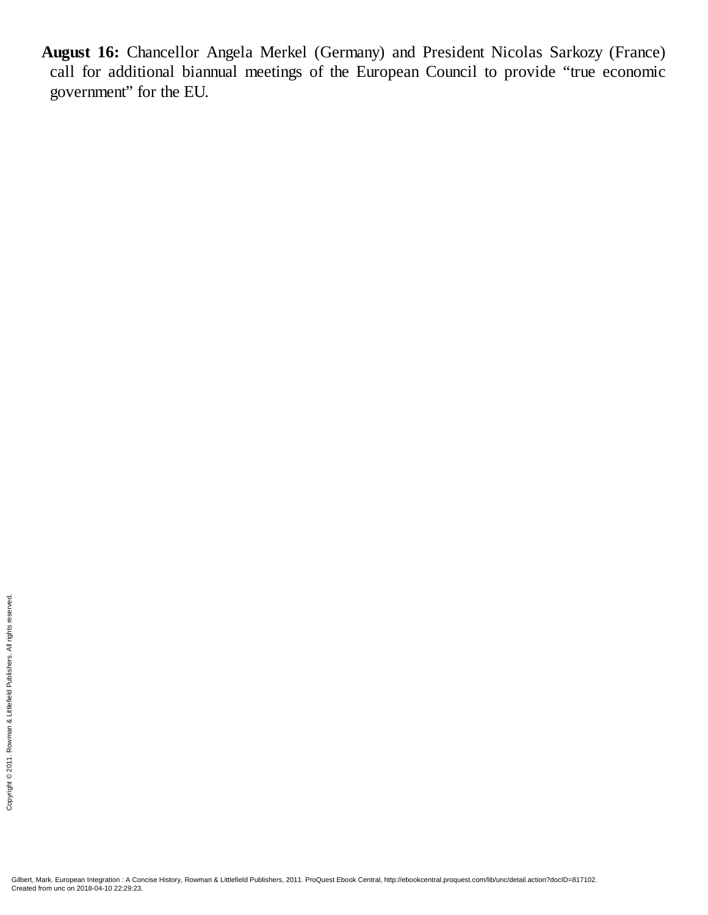**August 16:** Chancellor Angela Merkel (Germany) and President Nicolas Sarkozy (France) call for additional biannual meetings of the European Council to provide "true economic government" for the EU.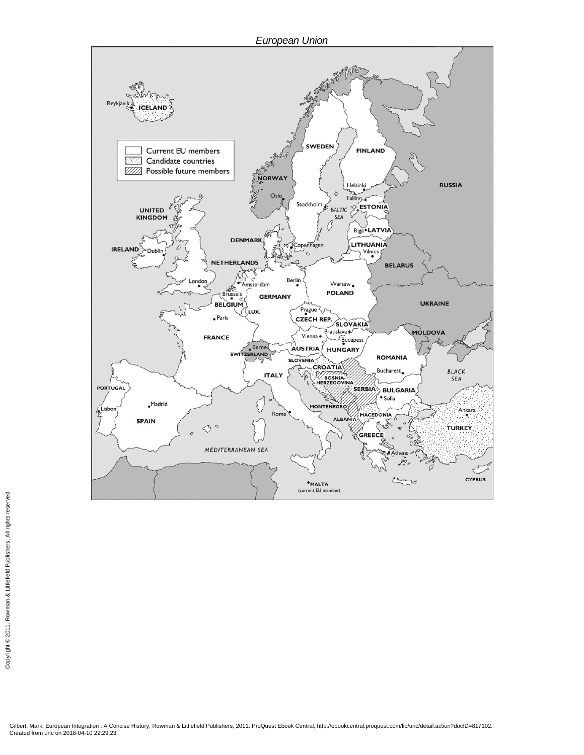*European Union*

Current EU members
Candidate countries
Possible future members

ICELAND
Reykjavik
SWEDEN
FINLAND
NORWAY
Helsinki
RUSSIA
Oslo
Tallinn
Stockholm
BALTIC SEA
ESTONIA
UNITED KINGDOM
Riga
LATVIA
DENMARK
Copenhagen
LITHUANIA
Vilnius
IRELAND
Dublin
BELARUS
NETHERLANDS
London
Amsterdam
Berlin
Warsaw
POLAND
Brussels
GERMANY
BELGIUM
UKRAINE
LUX.
Prague
Paris
CZECH REP.
SLOVAKIA
Bratislava
MOLDOVA
Vienna
FRANCE
Budapest
Berne
AUSTRIA
HUNGARY
SWITZERLAND
ROMANIA
SLOVENIA
CROATIA
Bucharest
BLACK SEA
ITALY
BOSNIA-HERZEGOVINA
PORTUGAL
SERBIA
BULGARIA
Sofia
Madrid
Lisbon
MONTENEGRO
Rome
Ankara
ALBANIA
MACEDONIA
SPAIN
TURKEY
GREECE
MEDITERRANEAN SEA
Athens
CYPRUS
MALTA
(current EU member)